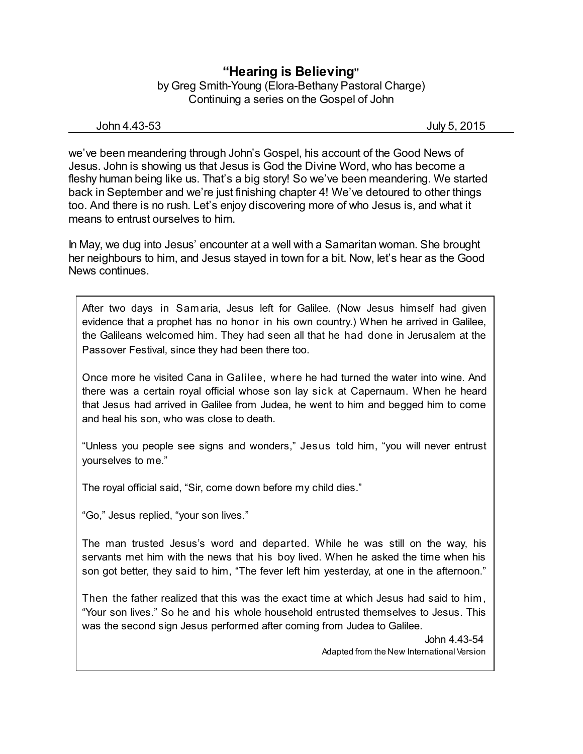# "Hearing is Believing"

by Greg Smith-Young (Elora-Bethany Pastoral Charge)
Continuing a series on the Gospel of John

John 4.43-53 July 5, 2015

---

we've been meandering through John's Gospel, his account of the Good News of Jesus. John is showing us that Jesus is God the Divine Word, who has become a fleshy human being like us. That's a big story! So we've been meandering. We started back in September and we're just finishing chapter 4! We've detoured to other things too. And there is no rush. Let's enjoy discovering more of who Jesus is, and what it means to entrust ourselves to him.

In May, we dug into Jesus' encounter at a well with a Samaritan woman. She brought her neighbours to him, and Jesus stayed in town for a bit. Now, let's hear as the Good News continues.

> After two days in Samaria, Jesus left for Galilee. (Now Jesus himself had given evidence that a prophet has no honor in his own country.) When he arrived in Galilee, the Galileans welcomed him. They had seen all that he had done in Jerusalem at the Passover Festival, since they had been there too.
>
> Once more he visited Cana in Galilee, where he had turned the water into wine. And there was a certain royal official whose son lay sick at Capernaum. When he heard that Jesus had arrived in Galilee from Judea, he went to him and begged him to come and heal his son, who was close to death.
>
> "Unless you people see signs and wonders," Jesus told him, "you will never entrust yourselves to me."
>
> The royal official said, "Sir, come down before my child dies."
>
> "Go," Jesus replied, "your son lives."
>
> The man trusted Jesus's word and departed. While he was still on the way, his servants met him with the news that his boy lived. When he asked the time when his son got better, they said to him, "The fever left him yesterday, at one in the afternoon."
>
> Then the father realized that this was the exact time at which Jesus had said to him, "Your son lives." So he and his whole household entrusted themselves to Jesus. This was the second sign Jesus performed after coming from Judea to Galilee.
>
> John 4.43-54
> Adapted from the New International Version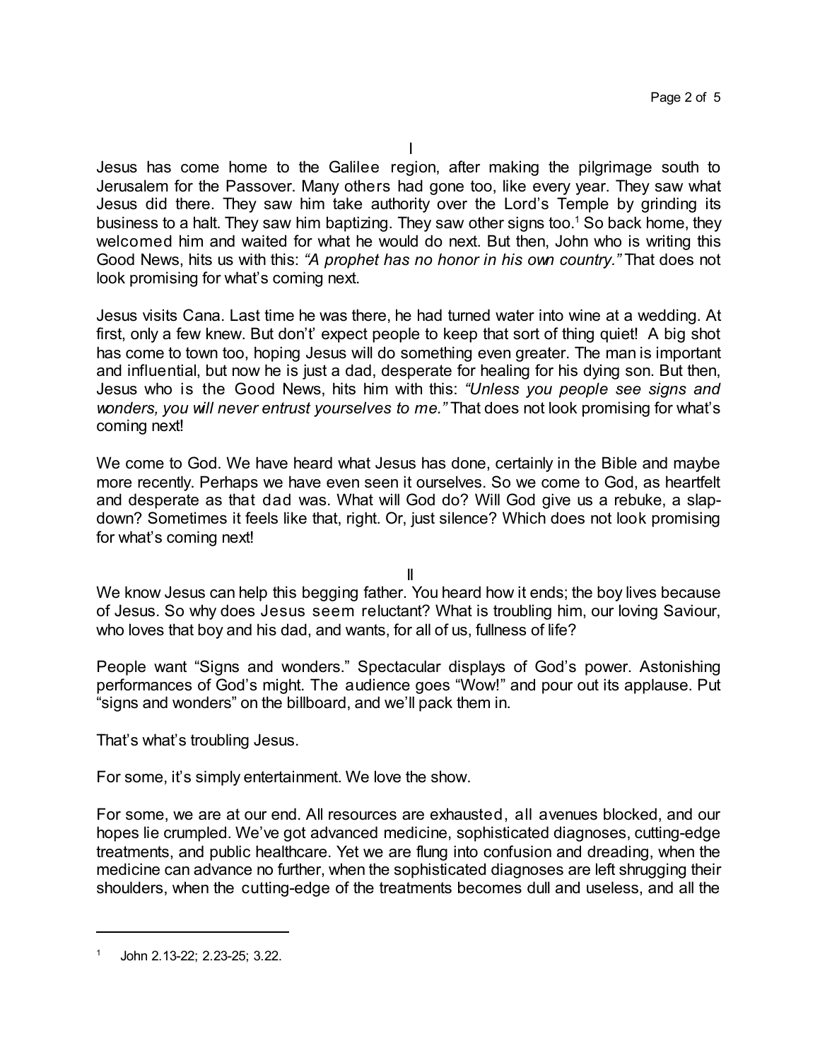I

Jesus has come home to the Galilee region, after making the pilgrimage south to Jerusalem for the Passover. Many others had gone too, like every year. They saw what Jesus did there. They saw him take authority over the Lord's Temple by grinding its business to a halt. They saw him baptizing. They saw other signs too.[1] So back home, they welcomed him and waited for what he would do next. But then, John who is writing this Good News, hits us with this: *"A prophet has no honor in his own country."* That does not look promising for what's coming next.

Jesus visits Cana. Last time he was there, he had turned water into wine at a wedding. At first, only a few knew. But don't' expect people to keep that sort of thing quiet! A big shot has come to town too, hoping Jesus will do something even greater. The man is important and influential, but now he is just a dad, desperate for healing for his dying son. But then, Jesus who is the Good News, hits him with this: *"Unless you people see signs and wonders, you will never entrust yourselves to me."* That does not look promising for what's coming next!

We come to God. We have heard what Jesus has done, certainly in the Bible and maybe more recently. Perhaps we have even seen it ourselves. So we come to God, as heartfelt and desperate as that dad was. What will God do? Will God give us a rebuke, a slap-down? Sometimes it feels like that, right. Or, just silence? Which does not look promising for what's coming next!

II

We know Jesus can help this begging father. You heard how it ends; the boy lives because of Jesus. So why does Jesus seem reluctant? What is troubling him, our loving Saviour, who loves that boy and his dad, and wants, for all of us, fullness of life?

People want "Signs and wonders." Spectacular displays of God's power. Astonishing performances of God's might. The audience goes "Wow!" and pour out its applause. Put "signs and wonders" on the billboard, and we'll pack them in.

That's what's troubling Jesus.

For some, it's simply entertainment. We love the show.

For some, we are at our end. All resources are exhausted, all avenues blocked, and our hopes lie crumpled. We've got advanced medicine, sophisticated diagnoses, cutting-edge treatments, and public healthcare. Yet we are flung into confusion and dreading, when the medicine can advance no further, when the sophisticated diagnoses are left shrugging their shoulders, when the cutting-edge of the treatments becomes dull and useless, and all the

[1] John 2.13-22; 2.23-25; 3.22.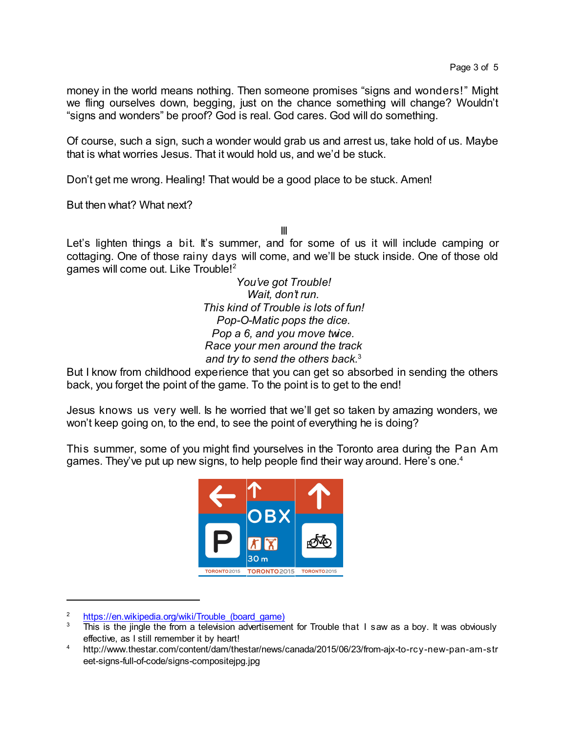money in the world means nothing. Then someone promises “signs and wonders!” Might we fling ourselves down, begging, just on the chance something will change? Wouldn’t “signs and wonders” be proof? God is real. God cares. God will do something.

Of course, such a sign, such a wonder would grab us and arrest us, take hold of us. Maybe that is what worries Jesus. That it would hold us, and we’d be stuck.

Don’t get me wrong. Healing! That would be a good place to be stuck. Amen!

But then what? What next?

III

Let’s lighten things a bit. It’s summer, and for some of us it will include camping or cottaging. One of those rainy days will come, and we’ll be stuck inside. One of those old games will come out. Like Trouble![2]

*You’ve got Trouble!*
*Wait, don’t run.*
*This kind of Trouble is lots of fun!*
*Pop-O-Matic pops the dice.*
*Pop a 6, and you move twice.*
*Race your men around the track*
*and try to send the others back.*[3]

But I know from childhood experience that you can get so absorbed in sending the others back, you forget the point of the game. To the point is to get to the end!

Jesus knows us very well. Is he worried that we’ll get so taken by amazing wonders, we won’t keep going on, to the end, to see the point of everything he is doing?

This summer, some of you might find yourselves in the Toronto area during the Pan Am games. They’ve put up new signs, to help people find their way around. Here’s one.[4]

---

[2] https://en.wikipedia.org/wiki/Trouble_(board_game)

[3] This is the jingle the from a television advertisement for Trouble that I saw as a boy. It was obviously effective, as I still remember it by heart!

[4] http://www.thestar.com/content/dam/thestar/news/canada/2015/06/23/from-ajx-to-rcy-new-pan-am-street-signs-full-of-code/signs-compositejpg.jpg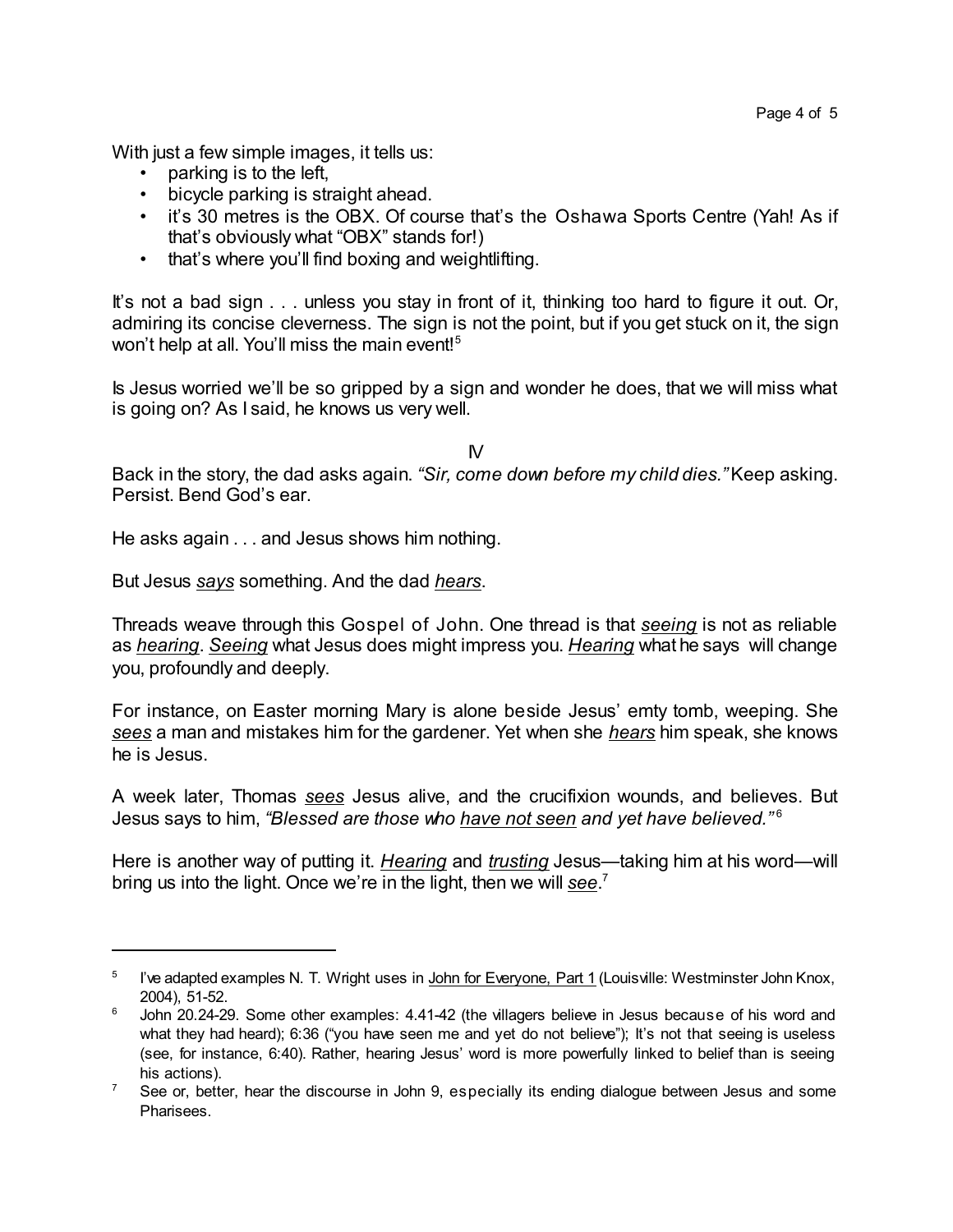With just a few simple images, it tells us:

- parking is to the left,
- bicycle parking is straight ahead.
- it's 30 metres is the OBX. Of course that's the Oshawa Sports Centre (Yah! As if that's obviously what "OBX" stands for!)
- that's where you'll find boxing and weightlifting.

It's not a bad sign . . . unless you stay in front of it, thinking too hard to figure it out. Or, admiring its concise cleverness. The sign is not the point, but if you get stuck on it, the sign won't help at all. You'll miss the main event![5]

Is Jesus worried we'll be so gripped by a sign and wonder he does, that we will miss what is going on? As I said, he knows us very well.

IV

Back in the story, the dad asks again. *"Sir, come down before my child dies."* Keep asking. Persist. Bend God's ear.

He asks again . . . and Jesus shows him nothing.

But Jesus ***says*** something. And the dad ***hears***.

Threads weave through this Gospel of John. One thread is that ***seeing*** is not as reliable as ***hearing***. ***Seeing*** what Jesus does might impress you. ***Hearing*** what he says will change you, profoundly and deeply.

For instance, on Easter morning Mary is alone beside Jesus' emty tomb, weeping. She ***sees*** a man and mistakes him for the gardener. Yet when she ***hears*** him speak, she knows he is Jesus.

A week later, Thomas ***sees*** Jesus alive, and the crucifixion wounds, and believes. But Jesus says to him, *"Blessed are those who have not seen and yet have believed."*[6]

Here is another way of putting it. ***Hearing*** and ***trusting*** Jesus—taking him at his word—will bring us into the light. Once we're in the light, then we will ***see***.[7]

---

[5] I've adapted examples N. T. Wright uses in John for Everyone, Part 1 (Louisville: Westminster John Knox, 2004), 51-52.

[6] John 20.24-29. Some other examples: 4.41-42 (the villagers believe in Jesus because of his word and what they had heard); 6:36 ("you have seen me and yet do not believe"); It's not that seeing is useless (see, for instance, 6:40). Rather, hearing Jesus' word is more powerfully linked to belief than is seeing his actions).

[7] See or, better, hear the discourse in John 9, especially its ending dialogue between Jesus and some Pharisees.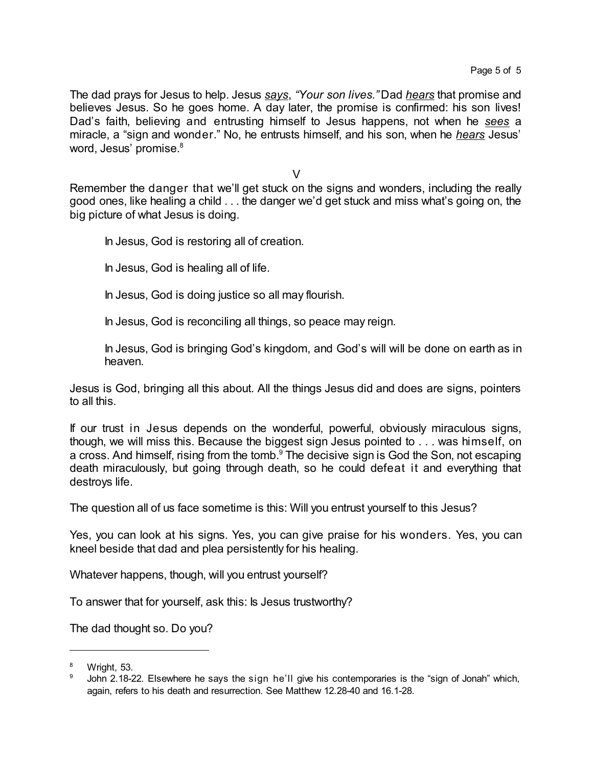The dad prays for Jesus to help. Jesus *says*, *"Your son lives."* Dad *hears* that promise and believes Jesus. So he goes home. A day later, the promise is confirmed: his son lives! Dad's faith, believing and entrusting himself to Jesus happens, not when he *sees* a miracle, a "sign and wonder." No, he entrusts himself, and his son, when he *hears* Jesus' word, Jesus' promise.[8]

V

Remember the danger that we'll get stuck on the signs and wonders, including the really good ones, like healing a child . . . the danger we'd get stuck and miss what's going on, the big picture of what Jesus is doing.

> In Jesus, God is restoring all of creation.
>
> In Jesus, God is healing all of life.
>
> In Jesus, God is doing justice so all may flourish.
>
> In Jesus, God is reconciling all things, so peace may reign.
>
> In Jesus, God is bringing God's kingdom, and God's will will be done on earth as in heaven.

Jesus is God, bringing all this about. All the things Jesus did and does are signs, pointers to all this.

If our trust in Jesus depends on the wonderful, powerful, obviously miraculous signs, though, we will miss this. Because the biggest sign Jesus pointed to . . . was himself, on a cross. And himself, rising from the tomb.[9] The decisive sign is God the Son, not escaping death miraculously, but going through death, so he could defeat it and everything that destroys life.

The question all of us face sometime is this: Will you entrust yourself to this Jesus?

Yes, you can look at his signs. Yes, you can give praise for his wonders. Yes, you can kneel beside that dad and plea persistently for his healing.

Whatever happens, though, will you entrust yourself?

To answer that for yourself, ask this: Is Jesus trustworthy?

The dad thought so. Do you?

---

[8] Wright, 53.

[9] John 2.18-22. Elsewhere he says the sign he'll give his contemporaries is the "sign of Jonah" which, again, refers to his death and resurrection. See Matthew 12.28-40 and 16.1-28.